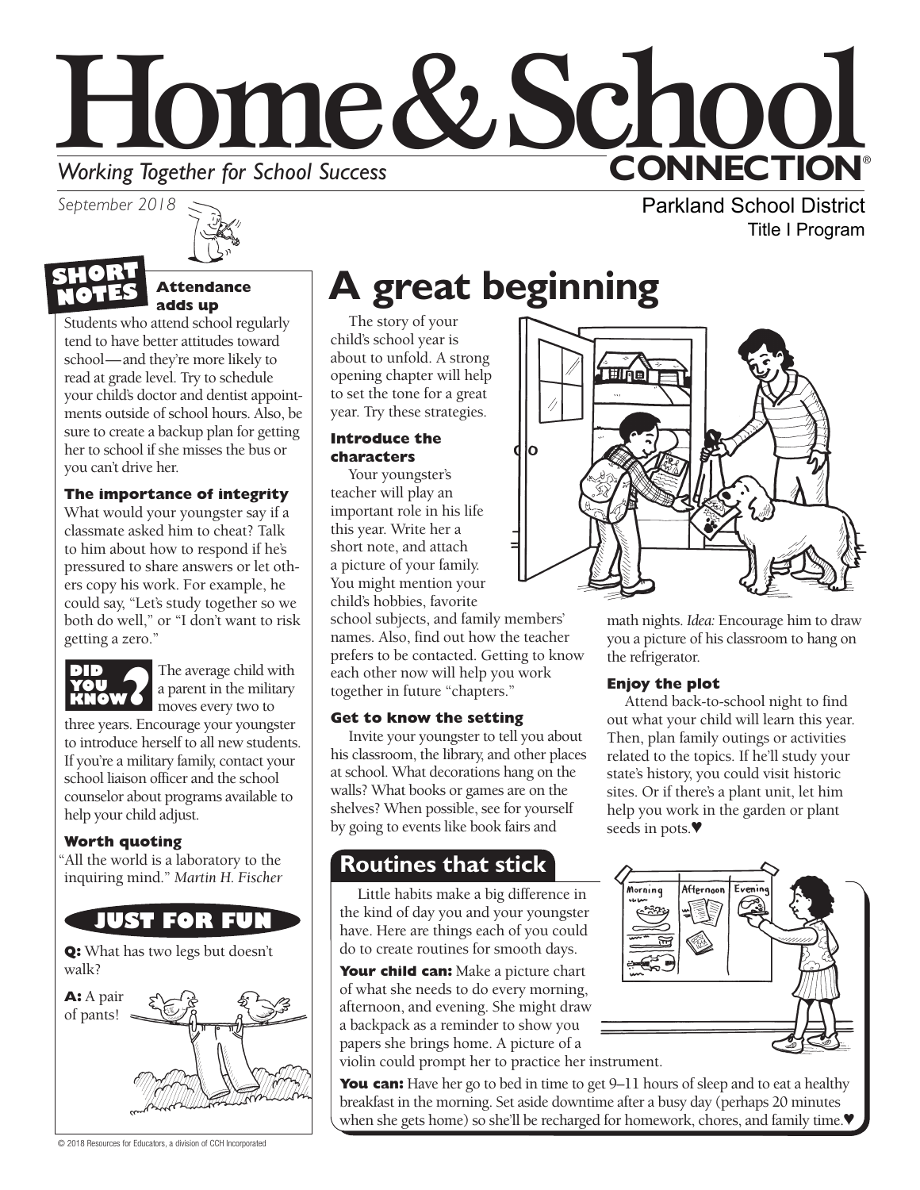# Home & School CONNECTION®

*Working Together for School Success*

*September 2018*

Parkland School District
Title I Program

## SHORT NOTES

### Attendance adds up

Students who attend school regularly tend to have better attitudes toward school—and they're more likely to read at grade level. Try to schedule your child's doctor and dentist appointments outside of school hours. Also, be sure to create a backup plan for getting her to school if she misses the bus or you can't drive her.

### The importance of integrity

What would your youngster say if a classmate asked him to cheat? Talk to him about how to respond if he's pressured to share answers or let others copy his work. For example, he could say, "Let's study together so we both do well," or "I don't want to risk getting a zero."

### DID YOU KNOW?

The average child with a parent in the military moves every two to three years. Encourage your youngster to introduce herself to all new students. If you're a military family, contact your school liaison officer and the school counselor about programs available to help your child adjust.

### Worth quoting

"All the world is a laboratory to the inquiring mind." *Martin H. Fischer*

## JUST FOR FUN

**Q:** What has two legs but doesn't walk?

**A:** A pair of pants!

# A great beginning

The story of your child's school year is about to unfold. A strong opening chapter will help to set the tone for a great year. Try these strategies.

### Introduce the characters

Your youngster's teacher will play an important role in his life this year. Write her a short note, and attach a picture of your family. You might mention your child's hobbies, favorite school subjects, and family members' names. Also, find out how the teacher prefers to be contacted. Getting to know each other now will help you work together in future "chapters."

### Get to know the setting

Invite your youngster to tell you about his classroom, the library, and other places at school. What decorations hang on the walls? What books or games are on the shelves? When possible, see for yourself by going to events like book fairs and math nights. *Idea:* Encourage him to draw you a picture of his classroom to hang on the refrigerator.

### Enjoy the plot

Attend back-to-school night to find out what your child will learn this year. Then, plan family outings or activities related to the topics. If he'll study your state's history, you could visit historic sites. Or if there's a plant unit, let him help you work in the garden or plant seeds in pots.♥

## Routines that stick

Little habits make a big difference in the kind of day you and your youngster have. Here are things each of you could do to create routines for smooth days.

**Your child can:** Make a picture chart of what she needs to do every morning, afternoon, and evening. She might draw a backpack as a reminder to show you papers she brings home. A picture of a violin could prompt her to practice her instrument.

**You can:** Have her go to bed in time to get 9–11 hours of sleep and to eat a healthy breakfast in the morning. Set aside downtime after a busy day (perhaps 20 minutes when she gets home) so she'll be recharged for homework, chores, and family time.♥

© 2018 Resources for Educators, a division of CCH Incorporated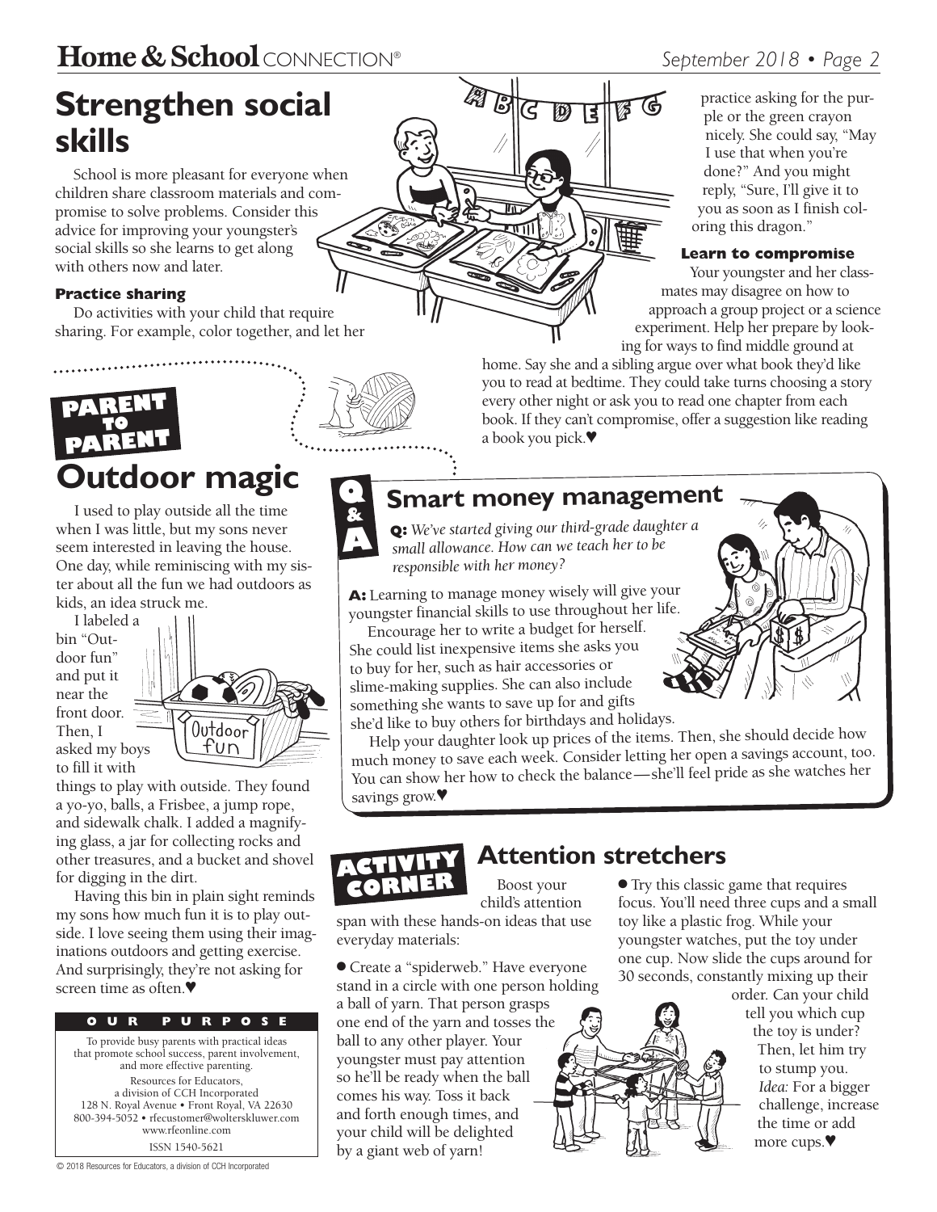## Strengthen social skills

School is more pleasant for everyone when children share classroom materials and compromise to solve problems. Consider this advice for improving your youngster's social skills so she learns to get along with others now and later.

### Practice sharing

Do activities with your child that require sharing. For example, color together, and let her practice asking for the purple or the green crayon nicely. She could say, "May I use that when you're done?" And you might reply, "Sure, I'll give it to you as soon as I finish coloring this dragon."

### Learn to compromise

Your youngster and her classmates may disagree on how to approach a group project or a science experiment. Help her prepare by looking for ways to find middle ground at home. Say she and a sibling argue over what book they'd like you to read at bedtime. They could take turns choosing a story every other night or ask you to read one chapter from each book. If they can't compromise, offer a suggestion like reading a book you pick.♥

**PARENT TO PARENT**

## Outdoor magic

I used to play outside all the time when I was little, but my sons never seemed interested in leaving the house. One day, while reminiscing with my sister about all the fun we had outdoors as kids, an idea struck me.

I labeled a bin "Outdoor fun" and put it near the front door. Then, I asked my boys to fill it with things to play with outside. They found a yo-yo, balls, a Frisbee, a jump rope, and sidewalk chalk. I added a magnifying glass, a jar for collecting rocks and other treasures, and a bucket and shovel for digging in the dirt.

Having this bin in plain sight reminds my sons how much fun it is to play outside. I love seeing them using their imaginations outdoors and getting exercise. And surprisingly, they're not asking for screen time as often.♥

**Q & A**

## Smart money management

**Q:** *We've started giving our third-grade daughter a small allowance. How can we teach her to be responsible with her money?*

**A:** Learning to manage money wisely will give your youngster financial skills to use throughout her life.

Encourage her to write a budget for herself. She could list inexpensive items she asks you to buy for her, such as hair accessories or slime-making supplies. She can also include something she wants to save up for and gifts she'd like to buy others for birthdays and holidays.

Help your daughter look up prices of the items. Then, she should decide how much money to save each week. Consider letting her open a savings account, too. You can show her how to check the balance—she'll feel pride as she watches her savings grow.♥

**OUR PURPOSE**

To provide busy parents with practical ideas that promote school success, parent involvement, and more effective parenting.

Resources for Educators,
a division of CCH Incorporated
128 N. Royal Avenue • Front Royal, VA 22630
800-394-5052 • rfecustomer@wolterskluwer.com
www.rfeonline.com

ISSN 1540-5621

**ACTIVITY CORNER**

## Attention stretchers

Boost your child's attention span with these hands-on ideas that use everyday materials:

- Create a "spiderweb." Have everyone stand in a circle with one person holding a ball of yarn. That person grasps one end of the yarn and tosses the ball to any other player. Your youngster must pay attention so he'll be ready when the ball comes his way. Toss it back and forth enough times, and your child will be delighted by a giant web of yarn!

- Try this classic game that requires focus. You'll need three cups and a small toy like a plastic frog. While your youngster watches, put the toy under one cup. Now slide the cups around for 30 seconds, constantly mixing up their order. Can your child tell you which cup the toy is under? Then, let him try to stump you. *Idea:* For a bigger challenge, increase the time or add more cups.♥

© 2018 Resources for Educators, a division of CCH Incorporated